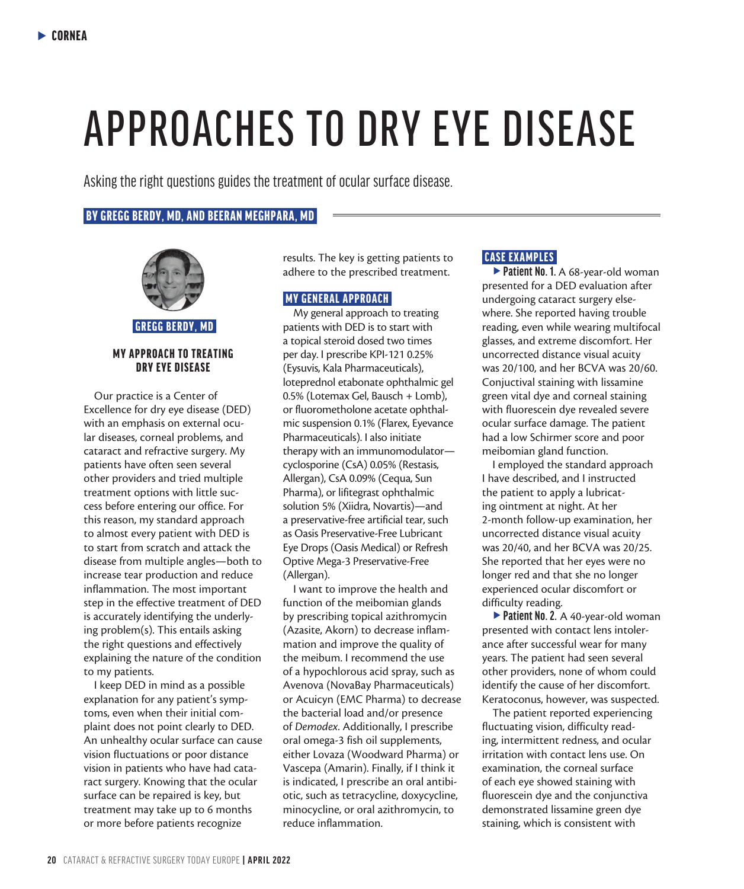# APPROACHES TO DRY EYE DISEASE

Asking the right questions guides the treatment of ocular surface disease.

**BY GREGG BERDY, MD, AND BEERAN MEGHPARA, MD**

**GREGG BERDY, MD**

### MY APPROACH TO TREATING DRY EYE DISEASE

Our practice is a Center of Excellence for dry eye disease (DED) with an emphasis on external ocular diseases, corneal problems, and cataract and refractive surgery. My patients have often seen several other providers and tried multiple treatment options with little success before entering our office. For this reason, my standard approach to almost every patient with DED is to start from scratch and attack the disease from multiple angles—both to increase tear production and reduce inflammation. The most important step in the effective treatment of DED is accurately identifying the underlying problem(s). This entails asking the right questions and effectively explaining the nature of the condition to my patients.

I keep DED in mind as a possible explanation for any patient's symptoms, even when their initial complaint does not point clearly to DED. An unhealthy ocular surface can cause vision fluctuations or poor distance vision in patients who have had cataract surgery. Knowing that the ocular surface can be repaired is key, but treatment may take up to 6 months or more before patients recognize results. The key is getting patients to adhere to the prescribed treatment.

### MY GENERAL APPROACH

My general approach to treating patients with DED is to start with a topical steroid dosed two times per day. I prescribe KPI-121 0.25% (Eysuvis, Kala Pharmaceuticals), loteprednol etabonate ophthalmic gel 0.5% (Lotemax Gel, Bausch + Lomb), or fluorometholone acetate ophthalmic suspension 0.1% (Flarex, Eyevance Pharmaceuticals). I also initiate therapy with an immunomodulator—cyclosporine (CsA) 0.05% (Restasis, Allergan), CsA 0.09% (Cequa, Sun Pharma), or lifitegrast ophthalmic solution 5% (Xiidra, Novartis)—and a preservative-free artificial tear, such as Oasis Preservative-Free Lubricant Eye Drops (Oasis Medical) or Refresh Optive Mega-3 Preservative-Free (Allergan).

I want to improve the health and function of the meibomian glands by prescribing topical azithromycin (Azasite, Akorn) to decrease inflammation and improve the quality of the meibum. I recommend the use of a hypochlorous acid spray, such as Avenova (NovaBay Pharmaceuticals) or Acuicyn (EMC Pharma) to decrease the bacterial load and/or presence of *Demodex*. Additionally, I prescribe oral omega-3 fish oil supplements, either Lovaza (Woodward Pharma) or Vascepa (Amarin). Finally, if I think it is indicated, I prescribe an oral antibiotic, such as tetracycline, doxycycline, minocycline, or oral azithromycin, to reduce inflammation.

### CASE EXAMPLES

**Patient No. 1.** A 68-year-old woman presented for a DED evaluation after undergoing cataract surgery elsewhere. She reported having trouble reading, even while wearing multifocal glasses, and extreme discomfort. Her uncorrected distance visual acuity was 20/100, and her BCVA was 20/60. Conjunctival staining with lissamine green vital dye and corneal staining with fluorescein dye revealed severe ocular surface damage. The patient had a low Schirmer score and poor meibomian gland function.

I employed the standard approach I have described, and I instructed the patient to apply a lubricating ointment at night. At her 2-month follow-up examination, her uncorrected distance visual acuity was 20/40, and her BCVA was 20/25. She reported that her eyes were no longer red and that she no longer experienced ocular discomfort or difficulty reading.

**Patient No. 2.** A 40-year-old woman presented with contact lens intolerance after successful wear for many years. The patient had seen several other providers, none of whom could identify the cause of her discomfort. Keratoconus, however, was suspected.

The patient reported experiencing fluctuating vision, difficulty reading, intermittent redness, and ocular irritation with contact lens use. On examination, the corneal surface of each eye showed staining with fluorescein dye and the conjunctiva demonstrated lissamine green dye staining, which is consistent with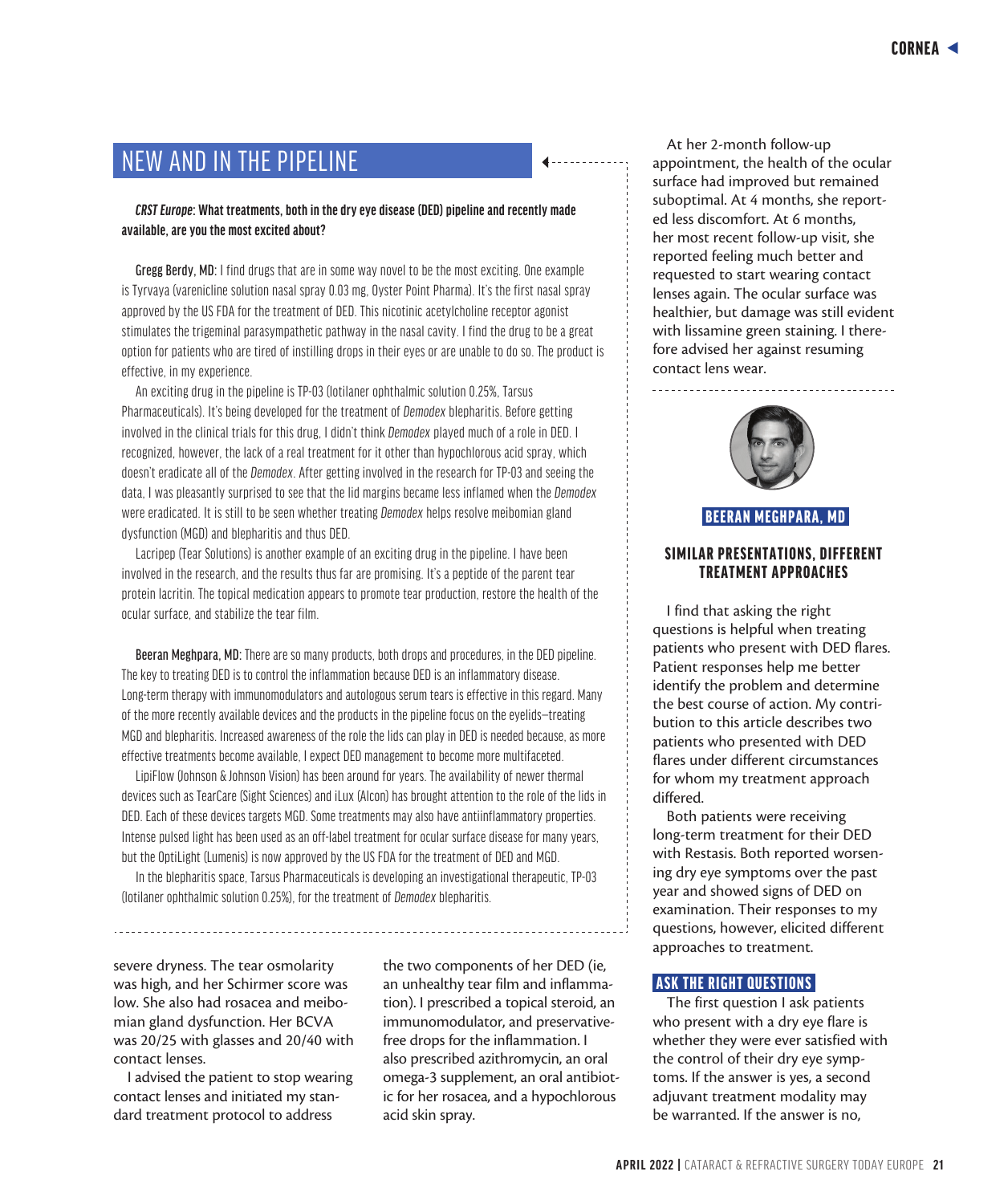## NEW AND IN THE PIPELINE

***CRST Europe*: What treatments, both in the dry eye disease (DED) pipeline and recently made available, are you the most excited about?**

**Gregg Berdy, MD:** I find drugs that are in some way novel to be the most exciting. One example is Tyrvaya (varenicline solution nasal spray 0.03 mg, Oyster Point Pharma). It's the first nasal spray approved by the US FDA for the treatment of DED. This nicotinic acetylcholine receptor agonist stimulates the trigeminal parasympathetic pathway in the nasal cavity. I find the drug to be a great option for patients who are tired of instilling drops in their eyes or are unable to do so. The product is effective, in my experience.

An exciting drug in the pipeline is TP-03 (lotilaner ophthalmic solution 0.25%, Tarsus Pharmaceuticals). It's being developed for the treatment of *Demodex* blepharitis. Before getting involved in the clinical trials for this drug, I didn't think *Demodex* played much of a role in DED. I recognized, however, the lack of a real treatment for it other than hypochlorous acid spray, which doesn't eradicate all of the *Demodex*. After getting involved in the research for TP-03 and seeing the data, I was pleasantly surprised to see that the lid margins became less inflamed when the *Demodex* were eradicated. It is still to be seen whether treating *Demodex* helps resolve meibomian gland dysfunction (MGD) and blepharitis and thus DED.

Lacripep (Tear Solutions) is another example of an exciting drug in the pipeline. I have been involved in the research, and the results thus far are promising. It's a peptide of the parent tear protein lacritin. The topical medication appears to promote tear production, restore the health of the ocular surface, and stabilize the tear film.

**Beeran Meghpara, MD:** There are so many products, both drops and procedures, in the DED pipeline. The key to treating DED is to control the inflammation because DED is an inflammatory disease. Long-term therapy with immunomodulators and autologous serum tears is effective in this regard. Many of the more recently available devices and the products in the pipeline focus on the eyelids—treating MGD and blepharitis. Increased awareness of the role the lids can play in DED is needed because, as more effective treatments become available, I expect DED management to become more multifaceted.

LipiFlow (Johnson & Johnson Vision) has been around for years. The availability of newer thermal devices such as TearCare (Sight Sciences) and iLux (Alcon) has brought attention to the role of the lids in DED. Each of these devices targets MGD. Some treatments may also have antiinflammatory properties. Intense pulsed light has been used as an off-label treatment for ocular surface disease for many years, but the OptiLight (Lumenis) is now approved by the US FDA for the treatment of DED and MGD.

In the blepharitis space, Tarsus Pharmaceuticals is developing an investigational therapeutic, TP-03 (lotilaner ophthalmic solution 0.25%), for the treatment of *Demodex* blepharitis.

---

severe dryness. The tear osmolarity was high, and her Schirmer score was low. She also had rosacea and meibomian gland dysfunction. Her BCVA was 20/25 with glasses and 20/40 with contact lenses.

I advised the patient to stop wearing contact lenses and initiated my standard treatment protocol to address the two components of her DED (ie, an unhealthy tear film and inflammation). I prescribed a topical steroid, an immunomodulator, and preservative-free drops for the inflammation. I also prescribed azithromycin, an oral omega-3 supplement, an oral antibiotic for her rosacea, and a hypochlorous acid skin spray.

At her 2-month follow-up appointment, the health of the ocular surface had improved but remained suboptimal. At 4 months, she reported less discomfort. At 6 months, her most recent follow-up visit, she reported feeling much better and requested to start wearing contact lenses again. The ocular surface was healthier, but damage was still evident with lissamine green staining. I therefore advised her against resuming contact lens wear.

---

**BEERAN MEGHPARA, MD**

### SIMILAR PRESENTATIONS, DIFFERENT TREATMENT APPROACHES

I find that asking the right questions is helpful when treating patients who present with DED flares. Patient responses help me better identify the problem and determine the best course of action. My contribution to this article describes two patients who presented with DED flares under different circumstances for whom my treatment approach differed.

Both patients were receiving long-term treatment for their DED with Restasis. Both reported worsening dry eye symptoms over the past year and showed signs of DED on examination. Their responses to my questions, however, elicited different approaches to treatment.

#### ASK THE RIGHT QUESTIONS

The first question I ask patients who present with a dry eye flare is whether they were ever satisfied with the control of their dry eye symptoms. If the answer is yes, a second adjuvant treatment modality may be warranted. If the answer is no,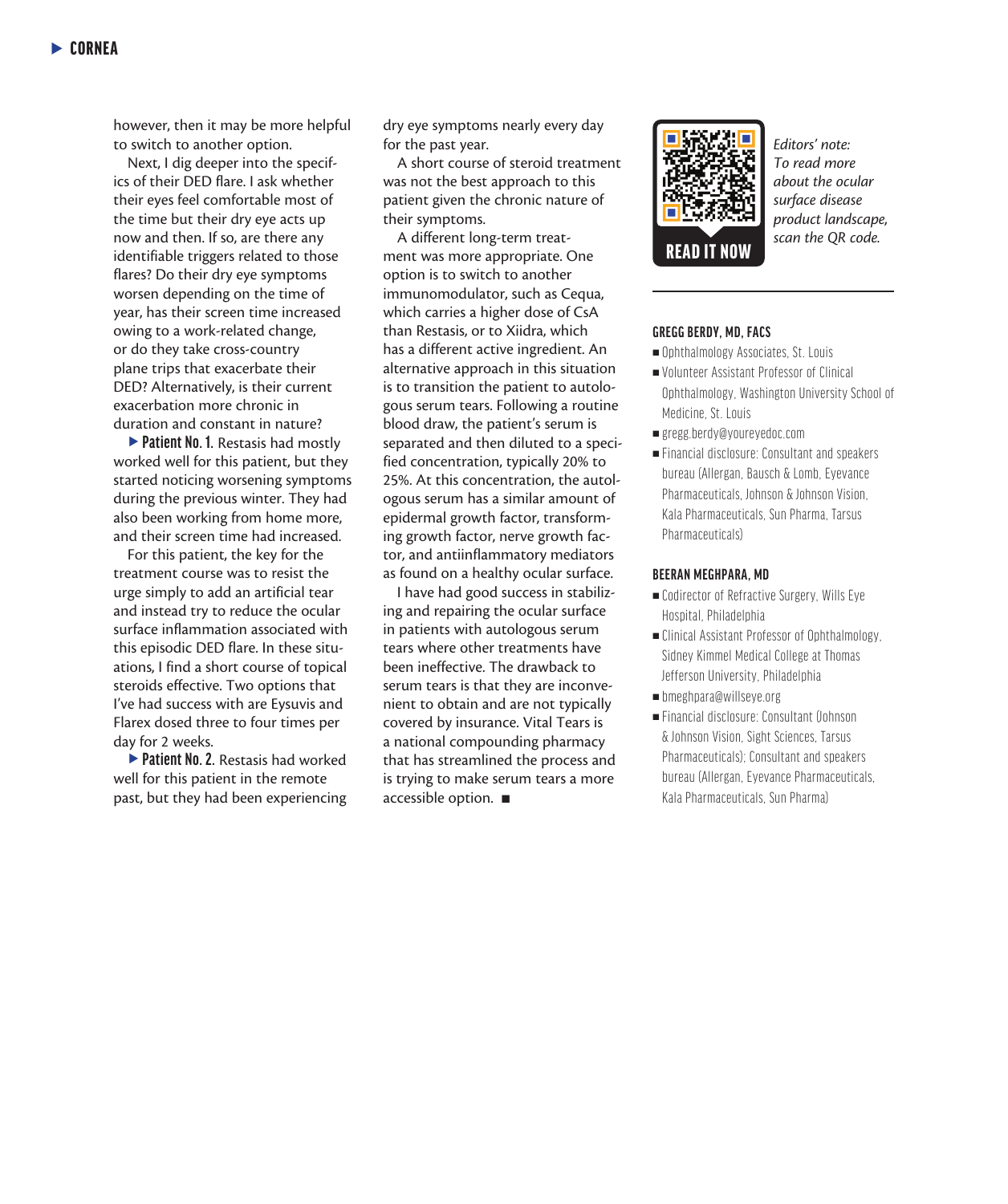however, then it may be more helpful to switch to another option.

Next, I dig deeper into the specifics of their DED flare. I ask whether their eyes feel comfortable most of the time but their dry eye acts up now and then. If so, are there any identifiable triggers related to those flares? Do their dry eye symptoms worsen depending on the time of year, has their screen time increased owing to a work-related change, or do they take cross-country plane trips that exacerbate their DED? Alternatively, is their current exacerbation more chronic in duration and constant in nature?

**Patient No. 1.** Restasis had mostly worked well for this patient, but they started noticing worsening symptoms during the previous winter. They had also been working from home more, and their screen time had increased.

For this patient, the key for the treatment course was to resist the urge simply to add an artificial tear and instead try to reduce the ocular surface inflammation associated with this episodic DED flare. In these situations, I find a short course of topical steroids effective. Two options that I've had success with are Eysuvis and Flarex dosed three to four times per day for 2 weeks.

**Patient No. 2.** Restasis had worked well for this patient in the remote past, but they had been experiencing dry eye symptoms nearly every day for the past year.

A short course of steroid treatment was not the best approach to this patient given the chronic nature of their symptoms.

A different long-term treatment was more appropriate. One option is to switch to another immunomodulator, such as Cequa, which carries a higher dose of CsA than Restasis, or to Xiidra, which has a different active ingredient. An alternative approach in this situation is to transition the patient to autologous serum tears. Following a routine blood draw, the patient's serum is separated and then diluted to a specified concentration, typically 20% to 25%. At this concentration, the autologous serum has a similar amount of epidermal growth factor, transforming growth factor, nerve growth factor, and antiinflammatory mediators as found on a healthy ocular surface.

I have had good success in stabilizing and repairing the ocular surface in patients with autologous serum tears where other treatments have been ineffective. The drawback to serum tears is that they are inconvenient to obtain and are not typically covered by insurance. Vital Tears is a national compounding pharmacy that has streamlined the process and is trying to make serum tears a more accessible option. ■

READ IT NOW

*Editors' note: To read more about the ocular surface disease product landscape, scan the QR code.*

**GREGG BERDY, MD, FACS**

- Ophthalmology Associates, St. Louis
- Volunteer Assistant Professor of Clinical Ophthalmology, Washington University School of Medicine, St. Louis
- gregg.berdy@youreyedoc.com
- Financial disclosure: Consultant and speakers bureau (Allergan, Bausch & Lomb, Eyevance Pharmaceuticals, Johnson & Johnson Vision, Kala Pharmaceuticals, Sun Pharma, Tarsus Pharmaceuticals)

**BEERAN MEGHPARA, MD**

- Codirector of Refractive Surgery, Wills Eye Hospital, Philadelphia
- Clinical Assistant Professor of Ophthalmology, Sidney Kimmel Medical College at Thomas Jefferson University, Philadelphia
- bmeghpara@willseye.org
- Financial disclosure: Consultant (Johnson & Johnson Vision, Sight Sciences, Tarsus Pharmaceuticals); Consultant and speakers bureau (Allergan, Eyevance Pharmaceuticals, Kala Pharmaceuticals, Sun Pharma)